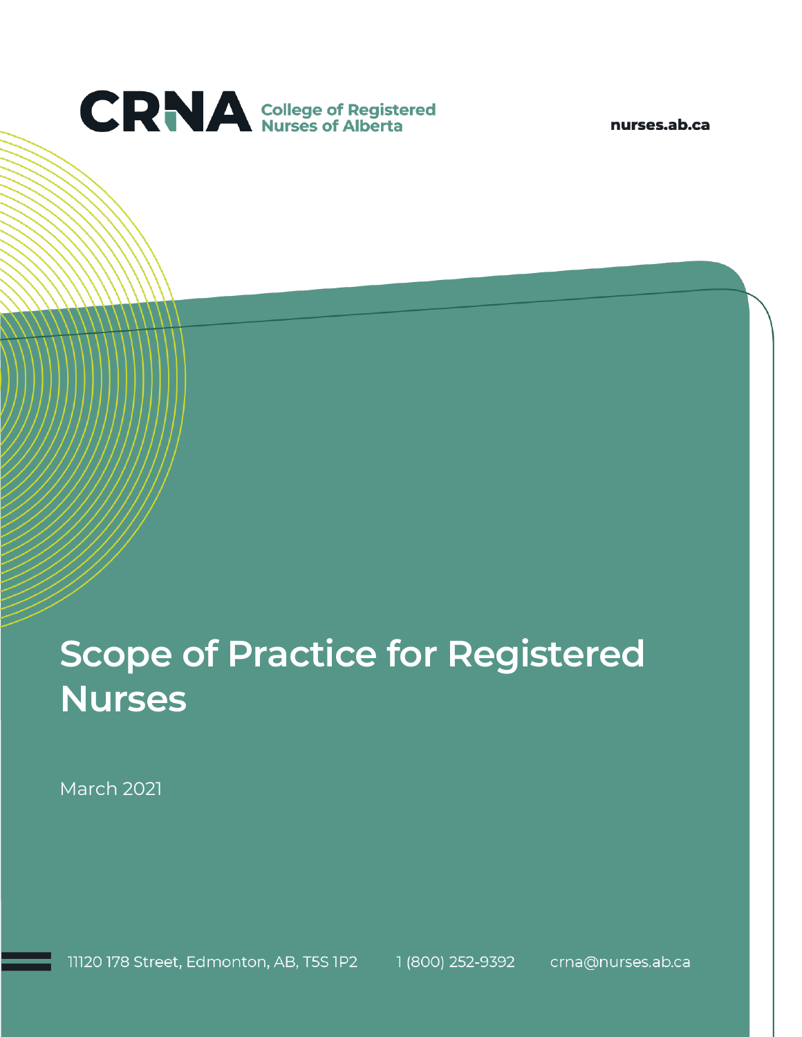**CRNA** College of Registered Nurses of Alberta

nurses.ab.ca

# Scope of Practice for Registered Nurses

March 2021

11120 178 Street, Edmonton, AB, T5S 1P2 1 (800) 252-9392 crna@nurses.ab.ca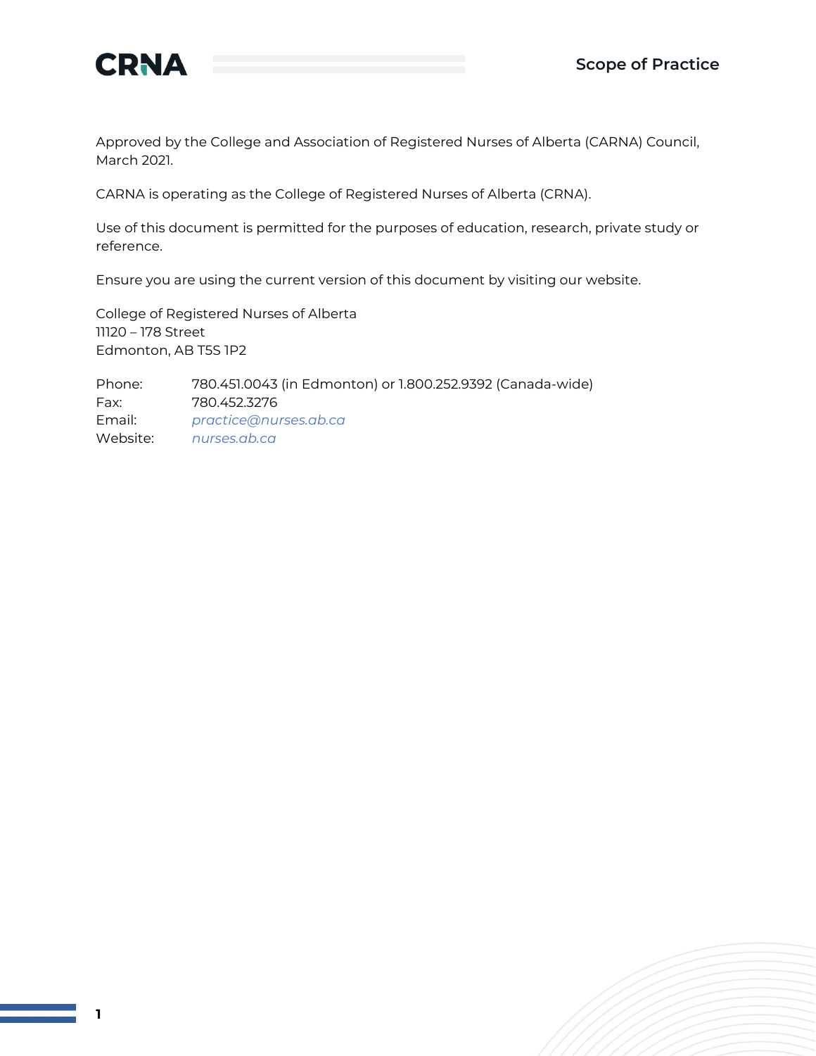Approved by the College and Association of Registered Nurses of Alberta (CARNA) Council, March 2021.

CARNA is operating as the College of Registered Nurses of Alberta (CRNA).

Use of this document is permitted for the purposes of education, research, private study or reference.

Ensure you are using the current version of this document by visiting our website.

College of Registered Nurses of Alberta
11120 – 178 Street
Edmonton, AB T5S 1P2

Phone: 780.451.0043 (in Edmonton) or 1.800.252.9392 (Canada-wide)
Fax: 780.452.3276
Email: *practice@nurses.ab.ca*
Website: *nurses.ab.ca*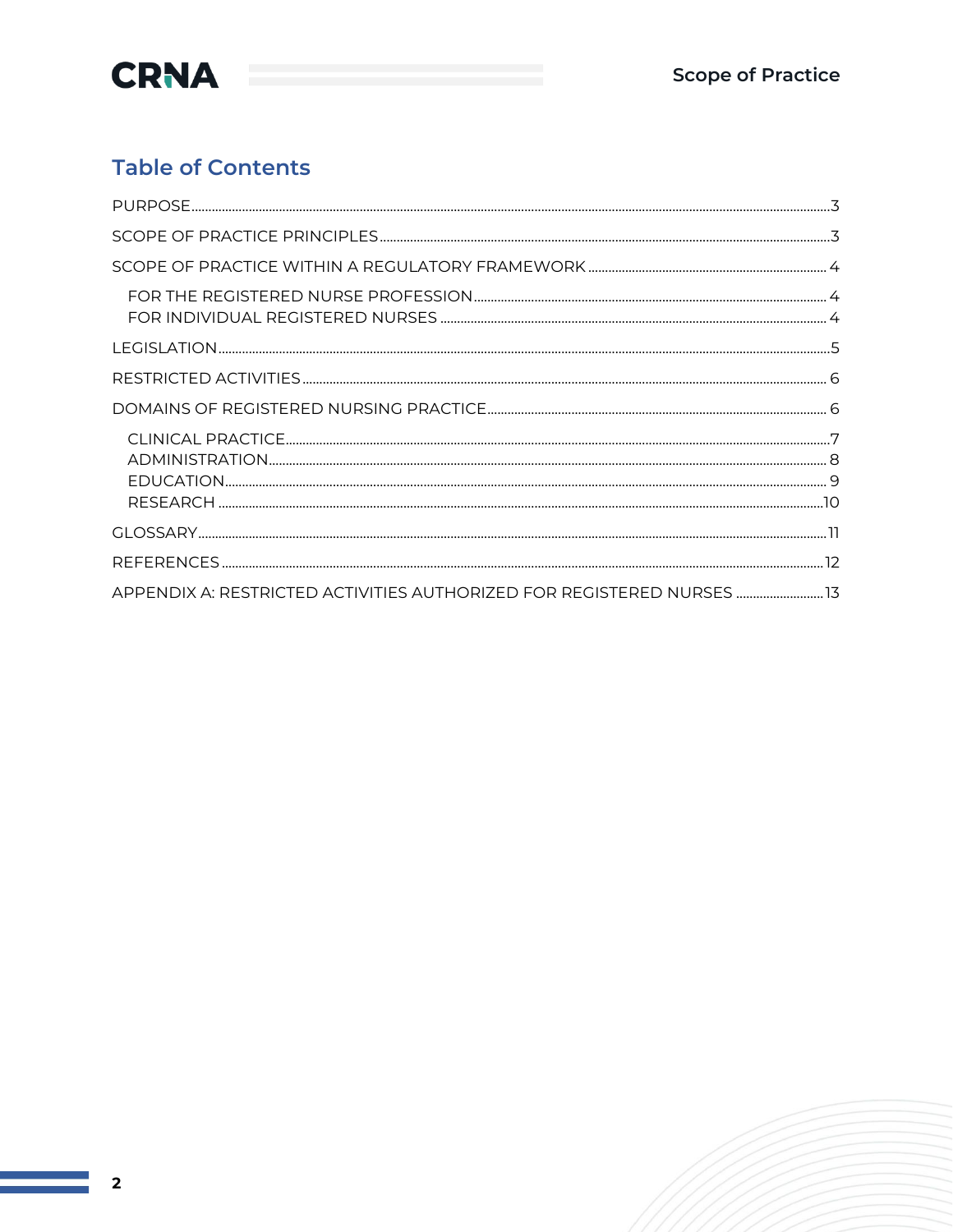## Table of Contents

PURPOSE ..... 3

SCOPE OF PRACTICE PRINCIPLES ..... 3

SCOPE OF PRACTICE WITHIN A REGULATORY FRAMEWORK ..... 4

- FOR THE REGISTERED NURSE PROFESSION ..... 4
- FOR INDIVIDUAL REGISTERED NURSES ..... 4

LEGISLATION ..... 5

RESTRICTED ACTIVITIES ..... 6

DOMAINS OF REGISTERED NURSING PRACTICE ..... 6

- CLINICAL PRACTICE ..... 7
- ADMINISTRATION ..... 8
- EDUCATION ..... 9
- RESEARCH ..... 10

GLOSSARY ..... 11

REFERENCES ..... 12

APPENDIX A: RESTRICTED ACTIVITIES AUTHORIZED FOR REGISTERED NURSES ..... 13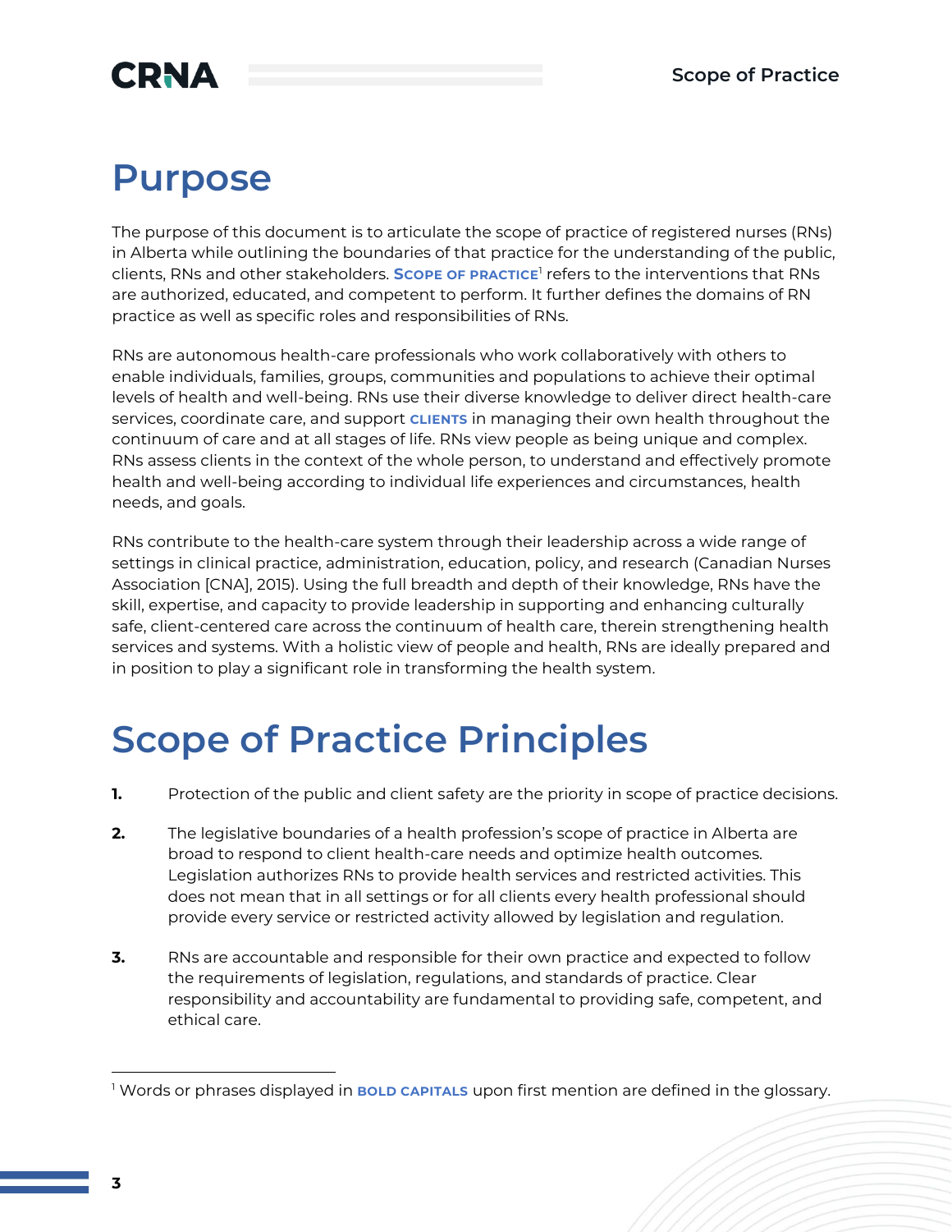# Purpose

The purpose of this document is to articulate the scope of practice of registered nurses (RNs) in Alberta while outlining the boundaries of that practice for the understanding of the public, clients, RNs and other stakeholders. **SCOPE OF PRACTICE**[1] refers to the interventions that RNs are authorized, educated, and competent to perform. It further defines the domains of RN practice as well as specific roles and responsibilities of RNs.

RNs are autonomous health-care professionals who work collaboratively with others to enable individuals, families, groups, communities and populations to achieve their optimal levels of health and well-being. RNs use their diverse knowledge to deliver direct health-care services, coordinate care, and support **CLIENTS** in managing their own health throughout the continuum of care and at all stages of life. RNs view people as being unique and complex. RNs assess clients in the context of the whole person, to understand and effectively promote health and well-being according to individual life experiences and circumstances, health needs, and goals.

RNs contribute to the health-care system through their leadership across a wide range of settings in clinical practice, administration, education, policy, and research (Canadian Nurses Association [CNA], 2015). Using the full breadth and depth of their knowledge, RNs have the skill, expertise, and capacity to provide leadership in supporting and enhancing culturally safe, client-centered care across the continuum of health care, therein strengthening health services and systems. With a holistic view of people and health, RNs are ideally prepared and in position to play a significant role in transforming the health system.

# Scope of Practice Principles

1. Protection of the public and client safety are the priority in scope of practice decisions.

2. The legislative boundaries of a health profession's scope of practice in Alberta are broad to respond to client health-care needs and optimize health outcomes. Legislation authorizes RNs to provide health services and restricted activities. This does not mean that in all settings or for all clients every health professional should provide every service or restricted activity allowed by legislation and regulation.

3. RNs are accountable and responsible for their own practice and expected to follow the requirements of legislation, regulations, and standards of practice. Clear responsibility and accountability are fundamental to providing safe, competent, and ethical care.

---

[1] Words or phrases displayed in **BOLD CAPITALS** upon first mention are defined in the glossary.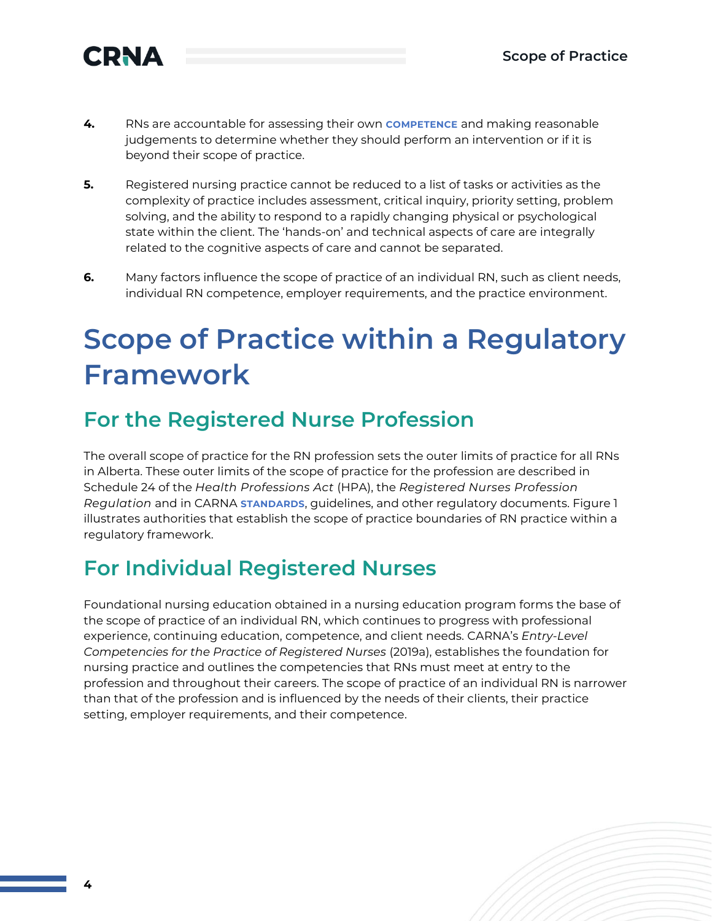4. RNs are accountable for assessing their own **COMPETENCE** and making reasonable judgements to determine whether they should perform an intervention or if it is beyond their scope of practice.

5. Registered nursing practice cannot be reduced to a list of tasks or activities as the complexity of practice includes assessment, critical inquiry, priority setting, problem solving, and the ability to respond to a rapidly changing physical or psychological state within the client. The 'hands-on' and technical aspects of care are integrally related to the cognitive aspects of care and cannot be separated.

6. Many factors influence the scope of practice of an individual RN, such as client needs, individual RN competence, employer requirements, and the practice environment.

# Scope of Practice within a Regulatory Framework

## For the Registered Nurse Profession

The overall scope of practice for the RN profession sets the outer limits of practice for all RNs in Alberta. These outer limits of the scope of practice for the profession are described in Schedule 24 of the *Health Professions Act* (HPA), the *Registered Nurses Profession Regulation* and in CARNA **STANDARDS**, guidelines, and other regulatory documents. Figure 1 illustrates authorities that establish the scope of practice boundaries of RN practice within a regulatory framework.

## For Individual Registered Nurses

Foundational nursing education obtained in a nursing education program forms the base of the scope of practice of an individual RN, which continues to progress with professional experience, continuing education, competence, and client needs. CARNA's *Entry-Level Competencies for the Practice of Registered Nurses* (2019a), establishes the foundation for nursing practice and outlines the competencies that RNs must meet at entry to the profession and throughout their careers. The scope of practice of an individual RN is narrower than that of the profession and is influenced by the needs of their clients, their practice setting, employer requirements, and their competence.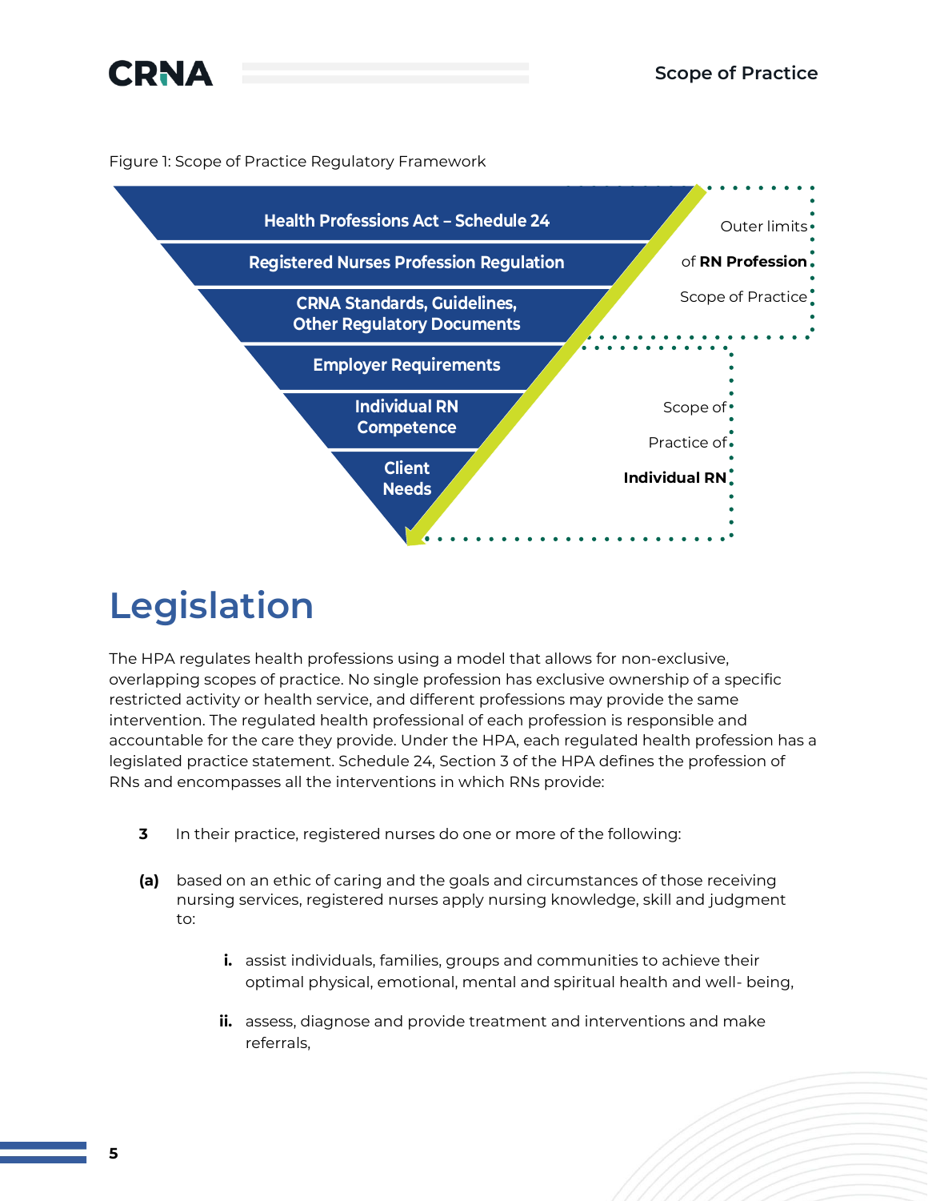Figure 1: Scope of Practice Regulatory Framework

- Health Professions Act – Schedule 24
- Registered Nurses Profession Regulation
- CRNA Standards, Guidelines, Other Regulatory Documents
- Employer Requirements
- Individual RN Competence
- Client Needs

Outer limits of **RN Profession** Scope of Practice

Scope of Practice of **Individual RN**

# Legislation

The HPA regulates health professions using a model that allows for non-exclusive, overlapping scopes of practice. No single profession has exclusive ownership of a specific restricted activity or health service, and different professions may provide the same intervention. The regulated health professional of each profession is responsible and accountable for the care they provide. Under the HPA, each regulated health profession has a legislated practice statement. Schedule 24, Section 3 of the HPA defines the profession of RNs and encompasses all the interventions in which RNs provide:

**3** In their practice, registered nurses do one or more of the following:

**(a)** based on an ethic of caring and the goals and circumstances of those receiving nursing services, registered nurses apply nursing knowledge, skill and judgment to:

- **i.** assist individuals, families, groups and communities to achieve their optimal physical, emotional, mental and spiritual health and well- being,
- **ii.** assess, diagnose and provide treatment and interventions and make referrals,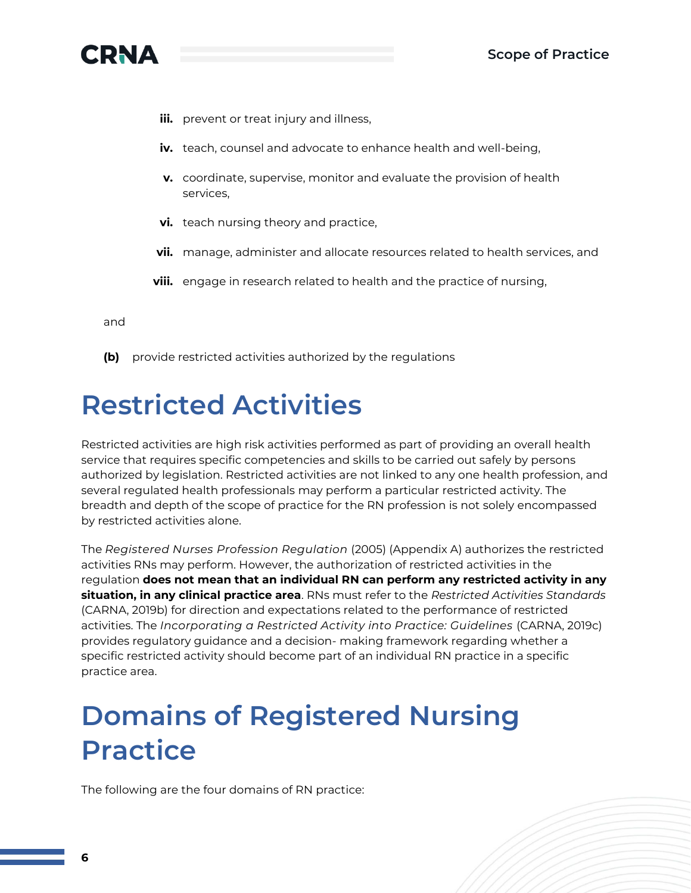iii. prevent or treat injury and illness,

iv. teach, counsel and advocate to enhance health and well-being,

v. coordinate, supervise, monitor and evaluate the provision of health services,

vi. teach nursing theory and practice,

vii. manage, administer and allocate resources related to health services, and

viii. engage in research related to health and the practice of nursing,

and

**(b)** provide restricted activities authorized by the regulations

# Restricted Activities

Restricted activities are high risk activities performed as part of providing an overall health service that requires specific competencies and skills to be carried out safely by persons authorized by legislation. Restricted activities are not linked to any one health profession, and several regulated health professionals may perform a particular restricted activity. The breadth and depth of the scope of practice for the RN profession is not solely encompassed by restricted activities alone.

The *Registered Nurses Profession Regulation* (2005) (Appendix A) authorizes the restricted activities RNs may perform. However, the authorization of restricted activities in the regulation **does not mean that an individual RN can perform any restricted activity in any situation, in any clinical practice area**. RNs must refer to the *Restricted Activities Standards* (CARNA, 2019b) for direction and expectations related to the performance of restricted activities. The *Incorporating a Restricted Activity into Practice: Guidelines* (CARNA, 2019c) provides regulatory guidance and a decision- making framework regarding whether a specific restricted activity should become part of an individual RN practice in a specific practice area.

# Domains of Registered Nursing Practice

The following are the four domains of RN practice: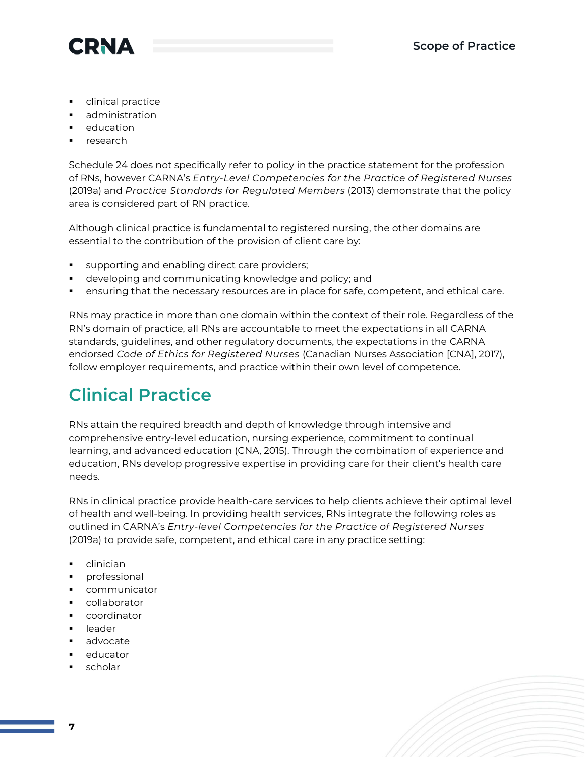- clinical practice
- administration
- education
- research

Schedule 24 does not specifically refer to policy in the practice statement for the profession of RNs, however CARNA's *Entry-Level Competencies for the Practice of Registered Nurses* (2019a) and *Practice Standards for Regulated Members* (2013) demonstrate that the policy area is considered part of RN practice.

Although clinical practice is fundamental to registered nursing, the other domains are essential to the contribution of the provision of client care by:

- supporting and enabling direct care providers;
- developing and communicating knowledge and policy; and
- ensuring that the necessary resources are in place for safe, competent, and ethical care.

RNs may practice in more than one domain within the context of their role. Regardless of the RN's domain of practice, all RNs are accountable to meet the expectations in all CARNA standards, guidelines, and other regulatory documents, the expectations in the CARNA endorsed *Code of Ethics for Registered Nurses* (Canadian Nurses Association [CNA], 2017), follow employer requirements, and practice within their own level of competence.

## Clinical Practice

RNs attain the required breadth and depth of knowledge through intensive and comprehensive entry-level education, nursing experience, commitment to continual learning, and advanced education (CNA, 2015). Through the combination of experience and education, RNs develop progressive expertise in providing care for their client's health care needs.

RNs in clinical practice provide health-care services to help clients achieve their optimal level of health and well-being. In providing health services, RNs integrate the following roles as outlined in CARNA's *Entry-level Competencies for the Practice of Registered Nurses* (2019a) to provide safe, competent, and ethical care in any practice setting:

- clinician
- professional
- communicator
- collaborator
- coordinator
- leader
- advocate
- educator
- scholar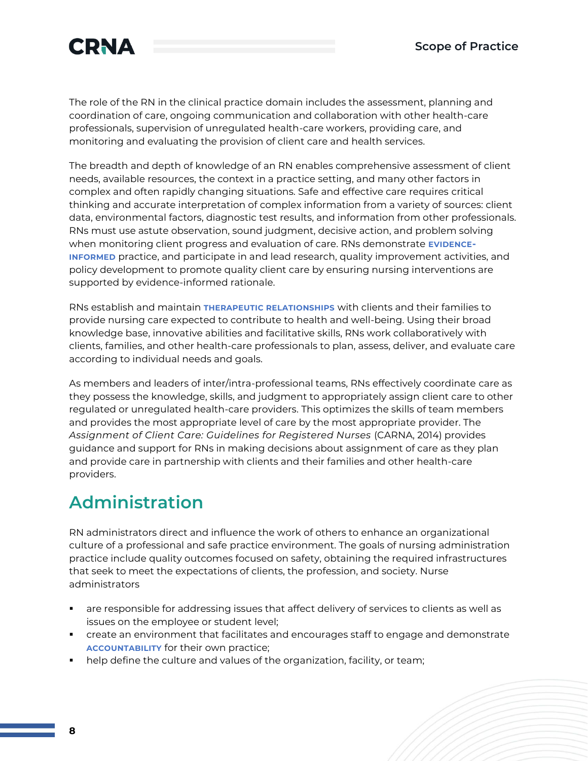The role of the RN in the clinical practice domain includes the assessment, planning and coordination of care, ongoing communication and collaboration with other health-care professionals, supervision of unregulated health-care workers, providing care, and monitoring and evaluating the provision of client care and health services.

The breadth and depth of knowledge of an RN enables comprehensive assessment of client needs, available resources, the context in a practice setting, and many other factors in complex and often rapidly changing situations. Safe and effective care requires critical thinking and accurate interpretation of complex information from a variety of sources: client data, environmental factors, diagnostic test results, and information from other professionals. RNs must use astute observation, sound judgment, decisive action, and problem solving when monitoring client progress and evaluation of care. RNs demonstrate **EVIDENCE-INFORMED** practice, and participate in and lead research, quality improvement activities, and policy development to promote quality client care by ensuring nursing interventions are supported by evidence-informed rationale.

RNs establish and maintain **THERAPEUTIC RELATIONSHIPS** with clients and their families to provide nursing care expected to contribute to health and well-being. Using their broad knowledge base, innovative abilities and facilitative skills, RNs work collaboratively with clients, families, and other health-care professionals to plan, assess, deliver, and evaluate care according to individual needs and goals.

As members and leaders of inter/intra-professional teams, RNs effectively coordinate care as they possess the knowledge, skills, and judgment to appropriately assign client care to other regulated or unregulated health-care providers. This optimizes the skills of team members and provides the most appropriate level of care by the most appropriate provider. The *Assignment of Client Care: Guidelines for Registered Nurses* (CARNA, 2014) provides guidance and support for RNs in making decisions about assignment of care as they plan and provide care in partnership with clients and their families and other health-care providers.

## Administration

RN administrators direct and influence the work of others to enhance an organizational culture of a professional and safe practice environment. The goals of nursing administration practice include quality outcomes focused on safety, obtaining the required infrastructures that seek to meet the expectations of clients, the profession, and society. Nurse administrators

- are responsible for addressing issues that affect delivery of services to clients as well as issues on the employee or student level;
- create an environment that facilitates and encourages staff to engage and demonstrate **ACCOUNTABILITY** for their own practice;
- help define the culture and values of the organization, facility, or team;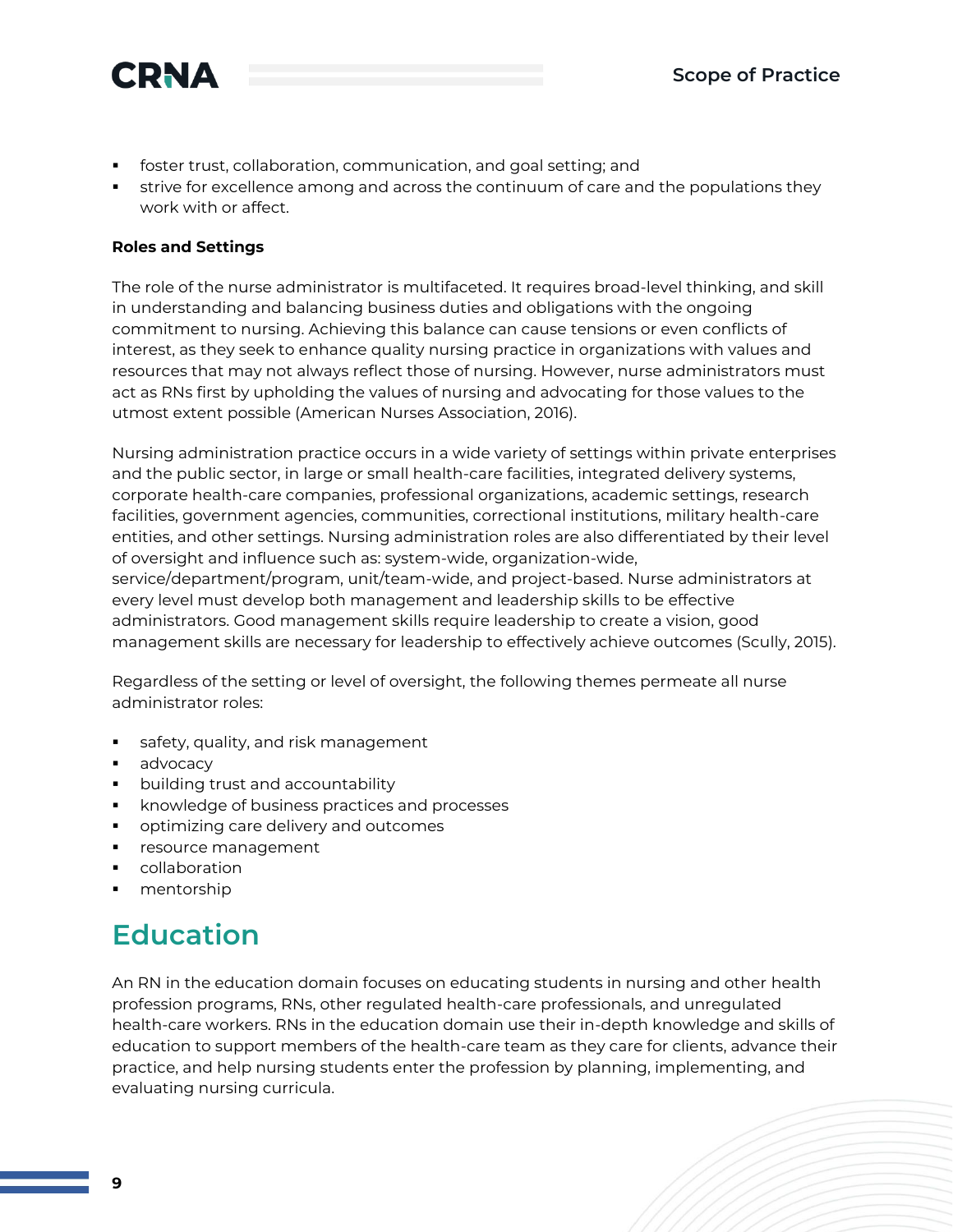- foster trust, collaboration, communication, and goal setting; and
- strive for excellence among and across the continuum of care and the populations they work with or affect.

**Roles and Settings**

The role of the nurse administrator is multifaceted. It requires broad-level thinking, and skill in understanding and balancing business duties and obligations with the ongoing commitment to nursing. Achieving this balance can cause tensions or even conflicts of interest, as they seek to enhance quality nursing practice in organizations with values and resources that may not always reflect those of nursing. However, nurse administrators must act as RNs first by upholding the values of nursing and advocating for those values to the utmost extent possible (American Nurses Association, 2016).

Nursing administration practice occurs in a wide variety of settings within private enterprises and the public sector, in large or small health-care facilities, integrated delivery systems, corporate health-care companies, professional organizations, academic settings, research facilities, government agencies, communities, correctional institutions, military health-care entities, and other settings. Nursing administration roles are also differentiated by their level of oversight and influence such as: system-wide, organization-wide, service/department/program, unit/team-wide, and project-based. Nurse administrators at every level must develop both management and leadership skills to be effective administrators. Good management skills require leadership to create a vision, good management skills are necessary for leadership to effectively achieve outcomes (Scully, 2015).

Regardless of the setting or level of oversight, the following themes permeate all nurse administrator roles:

- safety, quality, and risk management
- advocacy
- building trust and accountability
- knowledge of business practices and processes
- optimizing care delivery and outcomes
- resource management
- collaboration
- mentorship

## Education

An RN in the education domain focuses on educating students in nursing and other health profession programs, RNs, other regulated health-care professionals, and unregulated health-care workers. RNs in the education domain use their in-depth knowledge and skills of education to support members of the health-care team as they care for clients, advance their practice, and help nursing students enter the profession by planning, implementing, and evaluating nursing curricula.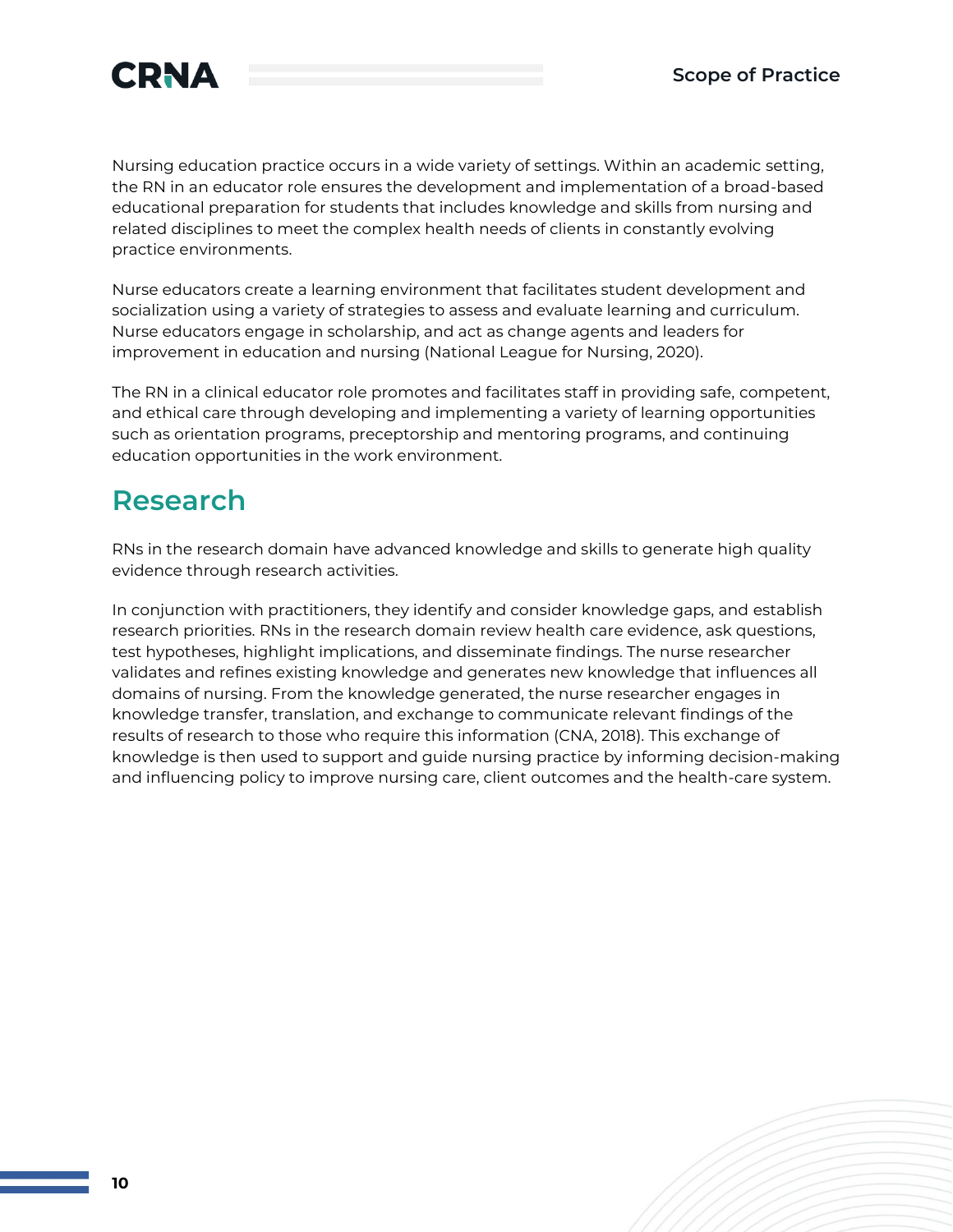Nursing education practice occurs in a wide variety of settings. Within an academic setting, the RN in an educator role ensures the development and implementation of a broad-based educational preparation for students that includes knowledge and skills from nursing and related disciplines to meet the complex health needs of clients in constantly evolving practice environments.

Nurse educators create a learning environment that facilitates student development and socialization using a variety of strategies to assess and evaluate learning and curriculum. Nurse educators engage in scholarship, and act as change agents and leaders for improvement in education and nursing (National League for Nursing, 2020).

The RN in a clinical educator role promotes and facilitates staff in providing safe, competent, and ethical care through developing and implementing a variety of learning opportunities such as orientation programs, preceptorship and mentoring programs, and continuing education opportunities in the work environment.

## Research

RNs in the research domain have advanced knowledge and skills to generate high quality evidence through research activities.

In conjunction with practitioners, they identify and consider knowledge gaps, and establish research priorities. RNs in the research domain review health care evidence, ask questions, test hypotheses, highlight implications, and disseminate findings. The nurse researcher validates and refines existing knowledge and generates new knowledge that influences all domains of nursing. From the knowledge generated, the nurse researcher engages in knowledge transfer, translation, and exchange to communicate relevant findings of the results of research to those who require this information (CNA, 2018). This exchange of knowledge is then used to support and guide nursing practice by informing decision-making and influencing policy to improve nursing care, client outcomes and the health-care system.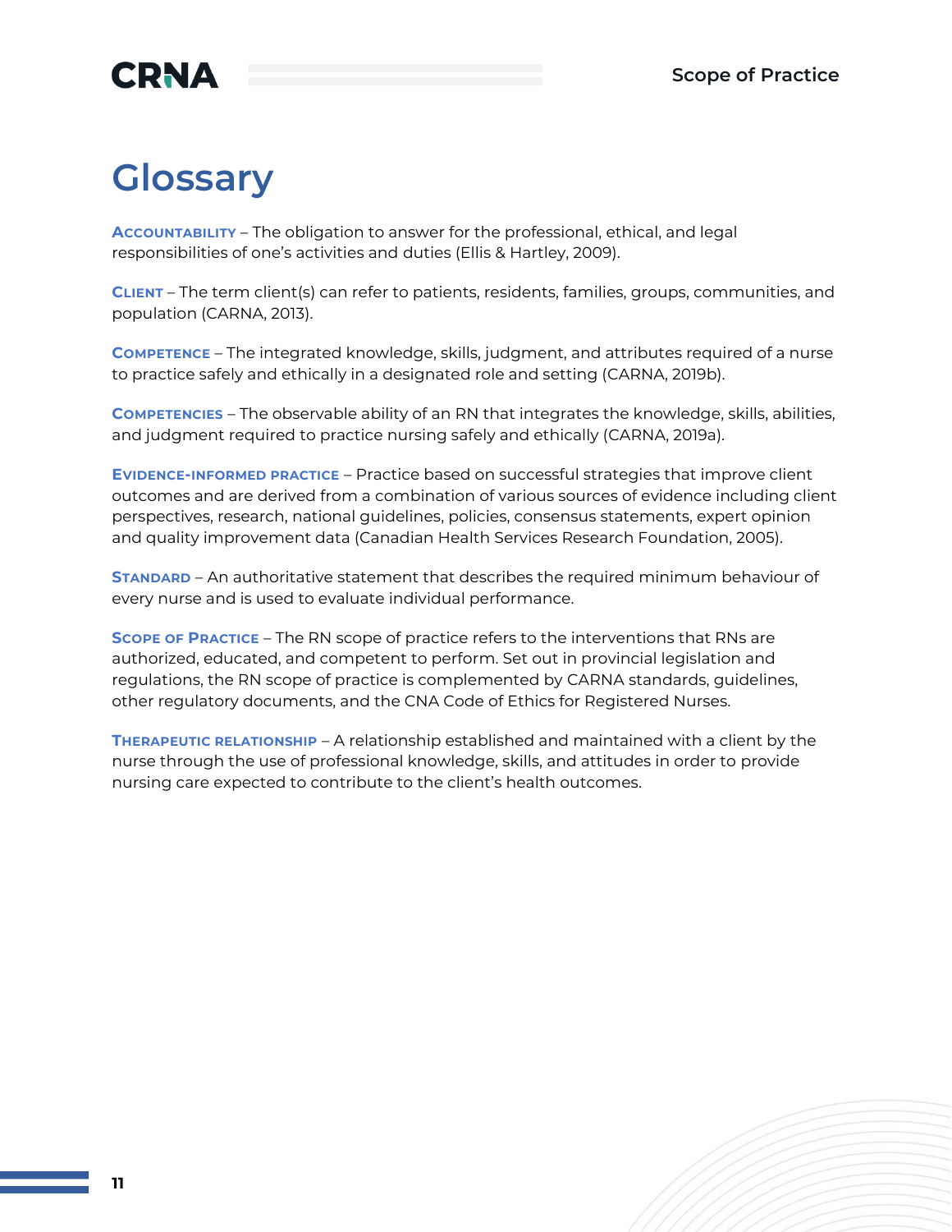# Glossary

**ACCOUNTABILITY** – The obligation to answer for the professional, ethical, and legal responsibilities of one's activities and duties (Ellis & Hartley, 2009).

**CLIENT** – The term client(s) can refer to patients, residents, families, groups, communities, and population (CARNA, 2013).

**COMPETENCE** – The integrated knowledge, skills, judgment, and attributes required of a nurse to practice safely and ethically in a designated role and setting (CARNA, 2019b).

**COMPETENCIES** – The observable ability of an RN that integrates the knowledge, skills, abilities, and judgment required to practice nursing safely and ethically (CARNA, 2019a).

**EVIDENCE-INFORMED PRACTICE** – Practice based on successful strategies that improve client outcomes and are derived from a combination of various sources of evidence including client perspectives, research, national guidelines, policies, consensus statements, expert opinion and quality improvement data (Canadian Health Services Research Foundation, 2005).

**STANDARD** – An authoritative statement that describes the required minimum behaviour of every nurse and is used to evaluate individual performance.

**SCOPE OF PRACTICE** – The RN scope of practice refers to the interventions that RNs are authorized, educated, and competent to perform. Set out in provincial legislation and regulations, the RN scope of practice is complemented by CARNA standards, guidelines, other regulatory documents, and the CNA Code of Ethics for Registered Nurses.

**THERAPEUTIC RELATIONSHIP** – A relationship established and maintained with a client by the nurse through the use of professional knowledge, skills, and attitudes in order to provide nursing care expected to contribute to the client's health outcomes.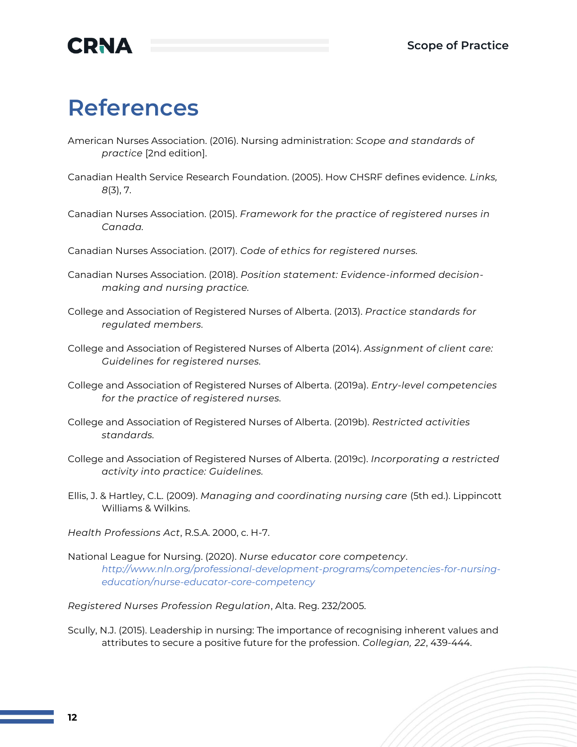# References

American Nurses Association. (2016). Nursing administration: *Scope and standards of practice* [2nd edition].

Canadian Health Service Research Foundation. (2005). How CHSRF defines evidence. *Links, 8*(3), 7.

Canadian Nurses Association. (2015). *Framework for the practice of registered nurses in Canada.*

Canadian Nurses Association. (2017). *Code of ethics for registered nurses.*

Canadian Nurses Association. (2018). *Position statement: Evidence-informed decision-making and nursing practice.*

College and Association of Registered Nurses of Alberta. (2013). *Practice standards for regulated members.*

College and Association of Registered Nurses of Alberta (2014). *Assignment of client care: Guidelines for registered nurses.*

College and Association of Registered Nurses of Alberta. (2019a). *Entry-level competencies for the practice of registered nurses.*

College and Association of Registered Nurses of Alberta. (2019b). *Restricted activities standards.*

College and Association of Registered Nurses of Alberta. (2019c). *Incorporating a restricted activity into practice: Guidelines.*

Ellis, J. & Hartley, C.L. (2009). *Managing and coordinating nursing care* (5th ed.). Lippincott Williams & Wilkins.

*Health Professions Act*, R.S.A. 2000, c. H-7.

National League for Nursing. (2020). *Nurse educator core competency*. *http://www.nln.org/professional-development-programs/competencies-for-nursing-education/nurse-educator-core-competency*

*Registered Nurses Profession Regulation*, Alta. Reg. 232/2005.

Scully, N.J. (2015). Leadership in nursing: The importance of recognising inherent values and attributes to secure a positive future for the profession. *Collegian, 22*, 439-444.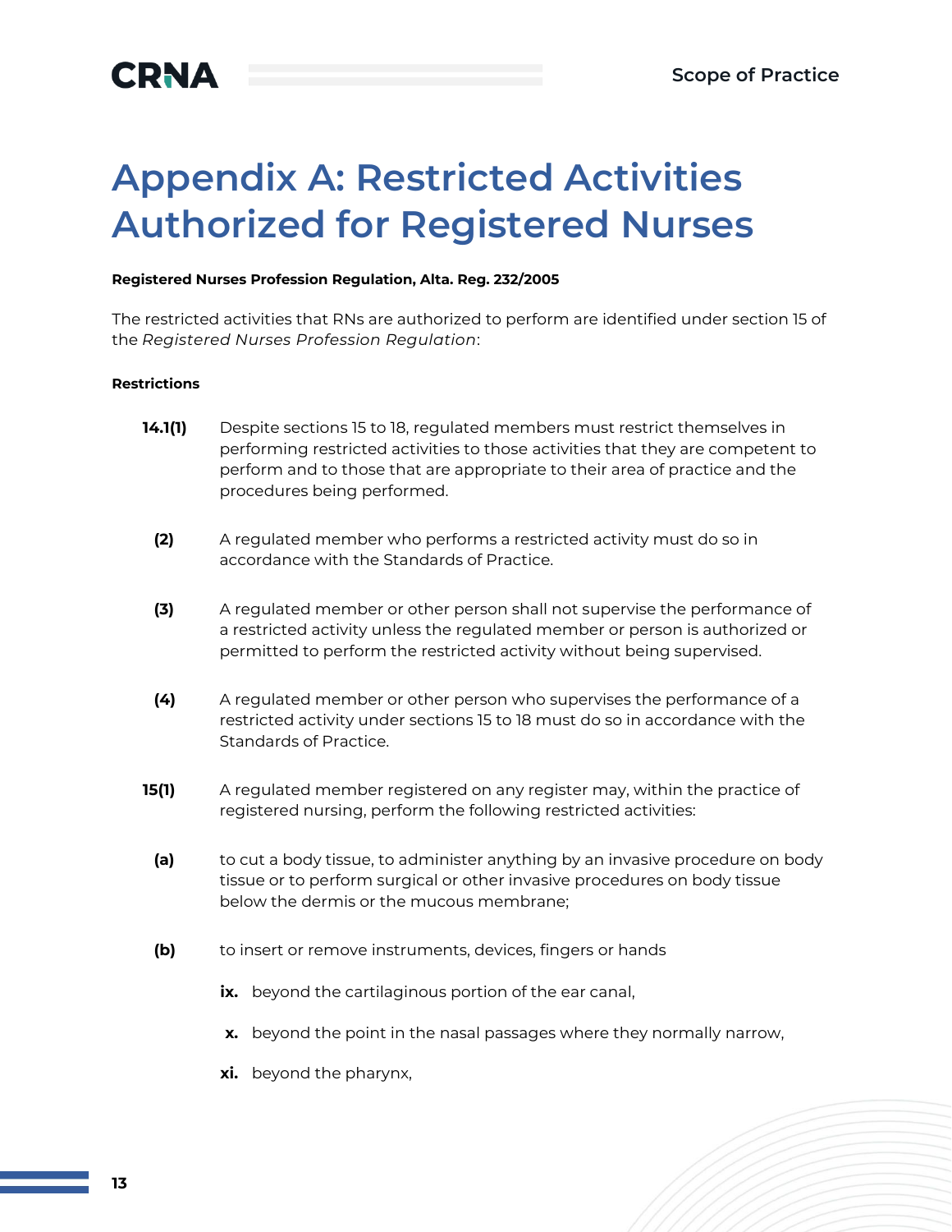# Appendix A: Restricted Activities Authorized for Registered Nurses

**Registered Nurses Profession Regulation, Alta. Reg. 232/2005**

The restricted activities that RNs are authorized to perform are identified under section 15 of the *Registered Nurses Profession Regulation*:

**Restrictions**

**14.1(1)** Despite sections 15 to 18, regulated members must restrict themselves in performing restricted activities to those activities that they are competent to perform and to those that are appropriate to their area of practice and the procedures being performed.

**(2)** A regulated member who performs a restricted activity must do so in accordance with the Standards of Practice.

**(3)** A regulated member or other person shall not supervise the performance of a restricted activity unless the regulated member or person is authorized or permitted to perform the restricted activity without being supervised.

**(4)** A regulated member or other person who supervises the performance of a restricted activity under sections 15 to 18 must do so in accordance with the Standards of Practice.

**15(1)** A regulated member registered on any register may, within the practice of registered nursing, perform the following restricted activities:

**(a)** to cut a body tissue, to administer anything by an invasive procedure on body tissue or to perform surgical or other invasive procedures on body tissue below the dermis or the mucous membrane;

**(b)** to insert or remove instruments, devices, fingers or hands

- **ix.** beyond the cartilaginous portion of the ear canal,
- **x.** beyond the point in the nasal passages where they normally narrow,
- **xi.** beyond the pharynx,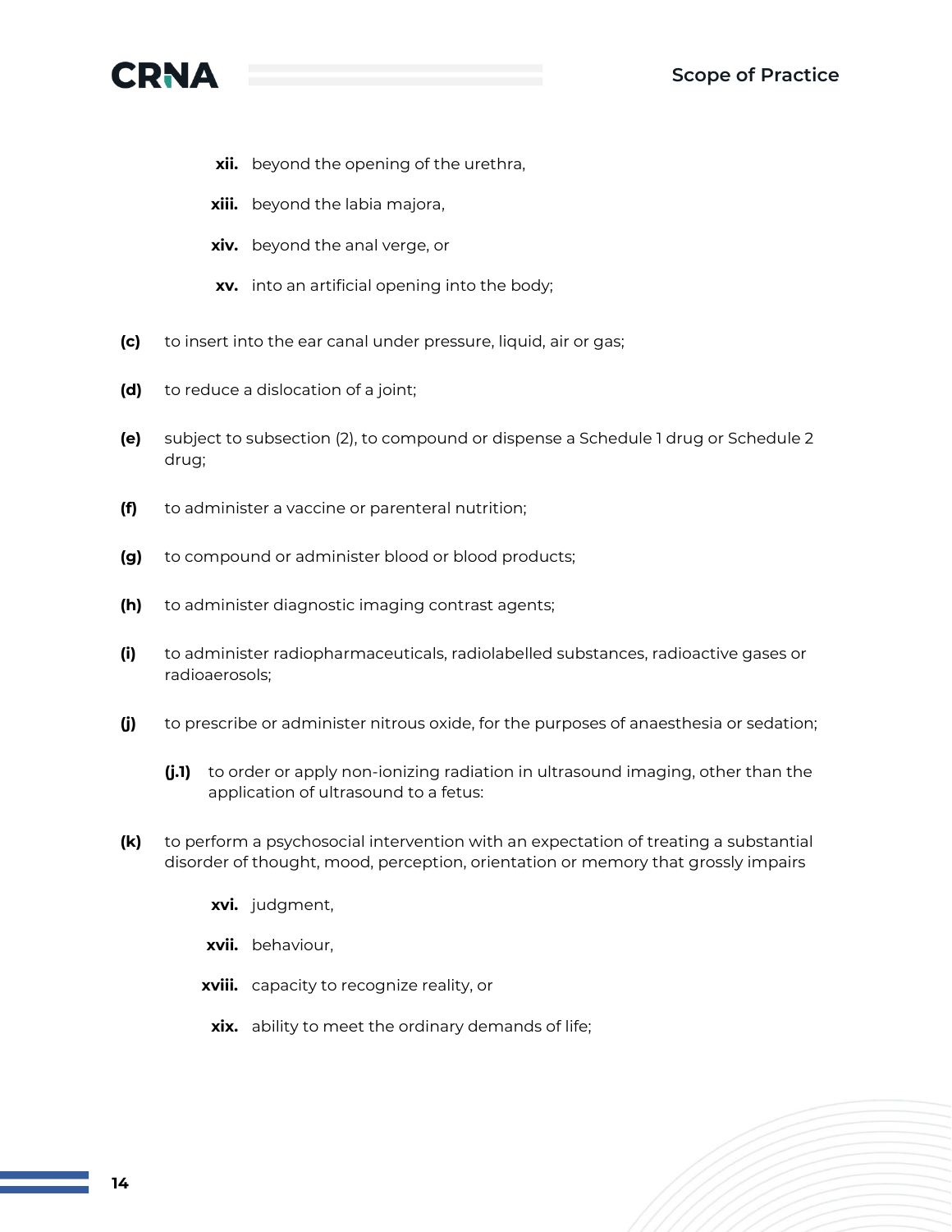xii. beyond the opening of the urethra,

xiii. beyond the labia majora,

xiv. beyond the anal verge, or

xv. into an artificial opening into the body;

**(c)** to insert into the ear canal under pressure, liquid, air or gas;

**(d)** to reduce a dislocation of a joint;

**(e)** subject to subsection (2), to compound or dispense a Schedule 1 drug or Schedule 2 drug;

**(f)** to administer a vaccine or parenteral nutrition;

**(g)** to compound or administer blood or blood products;

**(h)** to administer diagnostic imaging contrast agents;

**(i)** to administer radiopharmaceuticals, radiolabelled substances, radioactive gases or radioaerosols;

**(j)** to prescribe or administer nitrous oxide, for the purposes of anaesthesia or sedation;

> **(j.1)** to order or apply non-ionizing radiation in ultrasound imaging, other than the application of ultrasound to a fetus:

**(k)** to perform a psychosocial intervention with an expectation of treating a substantial disorder of thought, mood, perception, orientation or memory that grossly impairs

xvi. judgment,

xvii. behaviour,

xviii. capacity to recognize reality, or

xix. ability to meet the ordinary demands of life;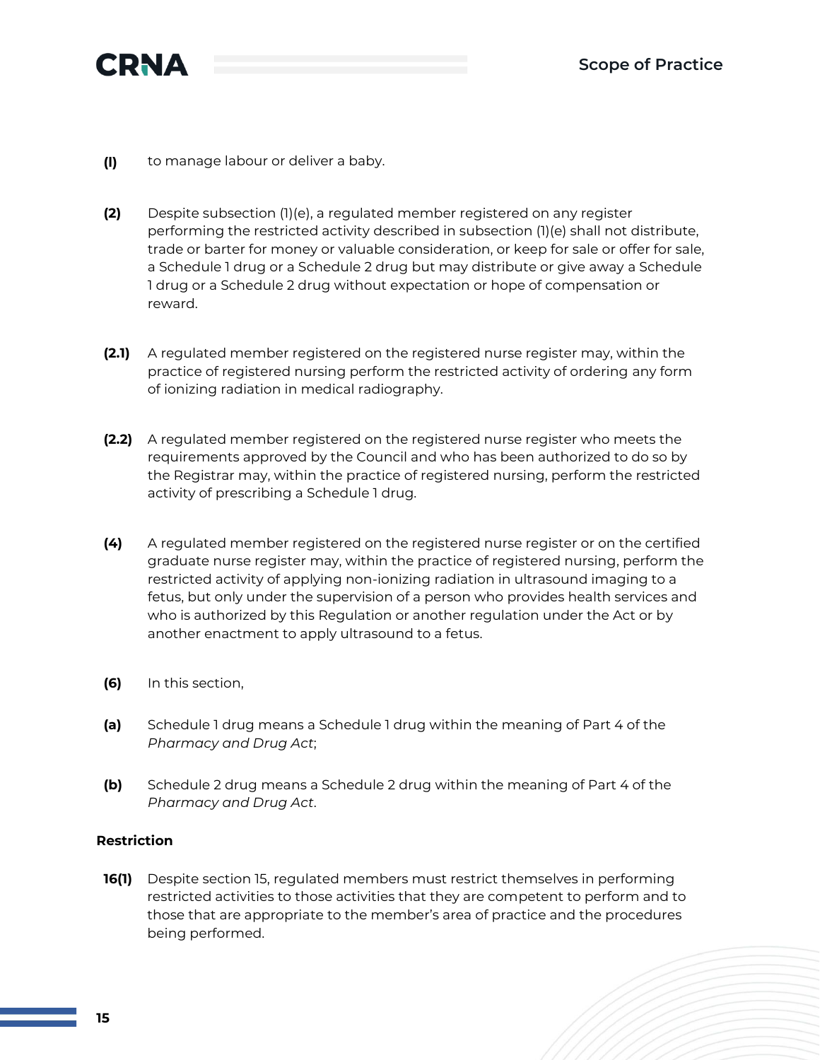**(l)** to manage labour or deliver a baby.

**(2)** Despite subsection (1)(e), a regulated member registered on any register performing the restricted activity described in subsection (1)(e) shall not distribute, trade or barter for money or valuable consideration, or keep for sale or offer for sale, a Schedule 1 drug or a Schedule 2 drug but may distribute or give away a Schedule 1 drug or a Schedule 2 drug without expectation or hope of compensation or reward.

**(2.1)** A regulated member registered on the registered nurse register may, within the practice of registered nursing perform the restricted activity of ordering any form of ionizing radiation in medical radiography.

**(2.2)** A regulated member registered on the registered nurse register who meets the requirements approved by the Council and who has been authorized to do so by the Registrar may, within the practice of registered nursing, perform the restricted activity of prescribing a Schedule 1 drug.

**(4)** A regulated member registered on the registered nurse register or on the certified graduate nurse register may, within the practice of registered nursing, perform the restricted activity of applying non-ionizing radiation in ultrasound imaging to a fetus, but only under the supervision of a person who provides health services and who is authorized by this Regulation or another regulation under the Act or by another enactment to apply ultrasound to a fetus.

**(6)** In this section,

**(a)** Schedule 1 drug means a Schedule 1 drug within the meaning of Part 4 of the *Pharmacy and Drug Act*;

**(b)** Schedule 2 drug means a Schedule 2 drug within the meaning of Part 4 of the *Pharmacy and Drug Act*.

**Restriction**

**16(1)** Despite section 15, regulated members must restrict themselves in performing restricted activities to those activities that they are competent to perform and to those that are appropriate to the member's area of practice and the procedures being performed.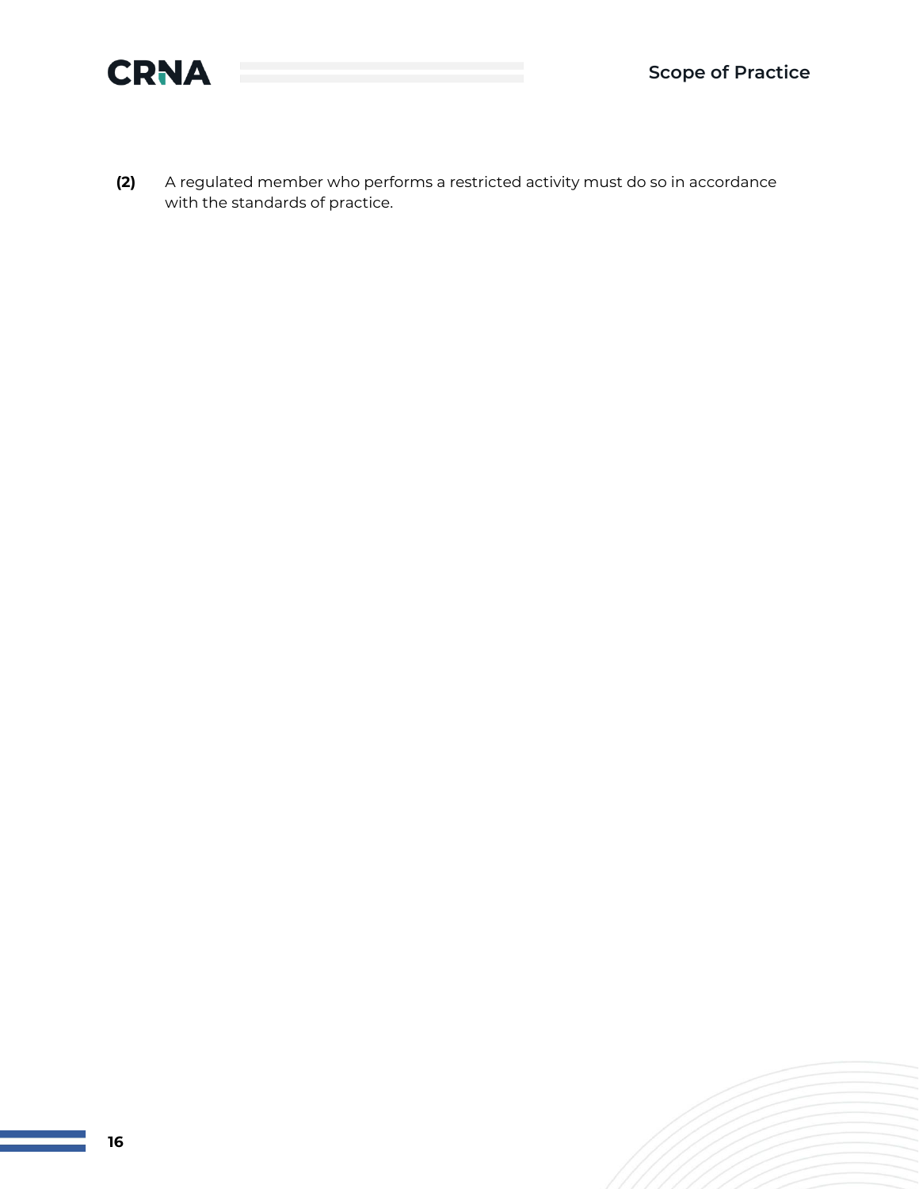**(2)** A regulated member who performs a restricted activity must do so in accordance with the standards of practice.